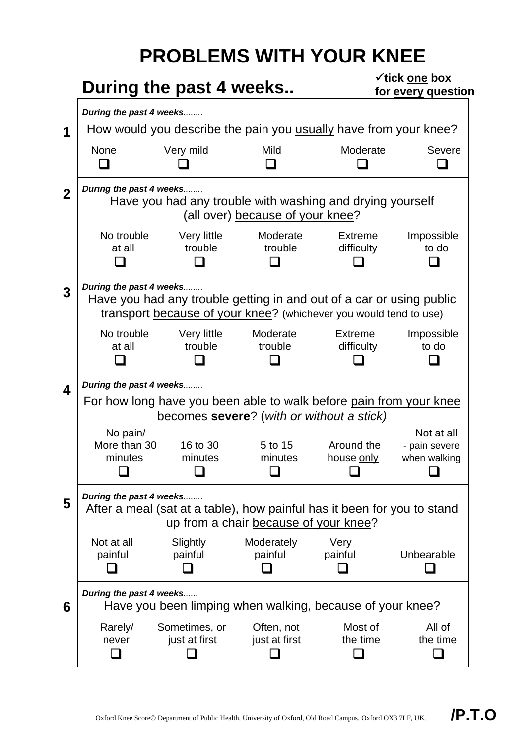# PROBLEMS WITH YOUR KNEE

## During the past 4 weeks..

✓**tick one box for every question**

**1** *During the past 4 weeks........*

How would you describe the pain you usually have from your knee?

| None | Very mild | Mild | Moderate | Severe |
|---|---|---|---|---|
| ❑ | ❑ | ❑ | ❑ | ❑ |

**2** *During the past 4 weeks........*

Have you had any trouble with washing and drying yourself (all over) because of your knee?

| No trouble at all | Very little trouble | Moderate trouble | Extreme difficulty | Impossible to do |
|---|---|---|---|---|
| ❑ | ❑ | ❑ | ❑ | ❑ |

**3** *During the past 4 weeks........*

Have you had any trouble getting in and out of a car or using public transport because of your knee? (whichever you would tend to use)

| No trouble at all | Very little trouble | Moderate trouble | Extreme difficulty | Impossible to do |
|---|---|---|---|---|
| ❑ | ❑ | ❑ | ❑ | ❑ |

**4** *During the past 4 weeks........*

For how long have you been able to walk before pain from your knee becomes **severe**? (*with or without a stick)*

| No pain/ More than 30 minutes | 16 to 30 minutes | 5 to 15 minutes | Around the house only | Not at all - pain severe when walking |
|---|---|---|---|---|
| ❑ | ❑ | ❑ | ❑ | ❑ |

**5** *During the past 4 weeks........*

After a meal (sat at a table), how painful has it been for you to stand up from a chair because of your knee?

| Not at all painful | Slightly painful | Moderately painful | Very painful | Unbearable |
|---|---|---|---|---|
| ❑ | ❑ | ❑ | ❑ | ❑ |

**6** *During the past 4 weeks......*

Have you been limping when walking, because of your knee?

| Rarely/ never | Sometimes, or just at first | Often, not just at first | Most of the time | All of the time |
|---|---|---|---|---|
| ❑ | ❑ | ❑ | ❑ | ❑ |

Oxford Knee Score© Department of Public Health, University of Oxford, Old Road Campus, Oxford OX3 7LF, UK.

**/P.T.O**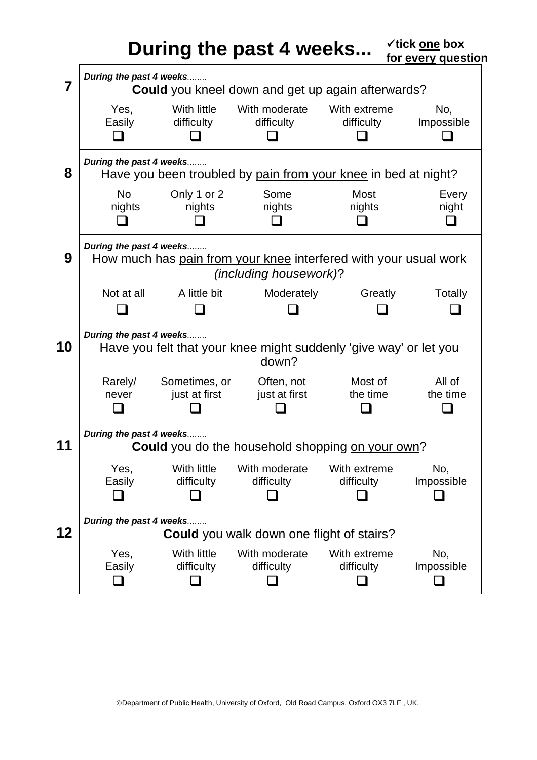# During the past 4 weeks...

✓**tick one box for every question**

**7** *During the past 4 weeks........*

**Could** you kneel down and get up again afterwards?

| Yes, Easily | With little difficulty | With moderate difficulty | With extreme difficulty | No, Impossible |
|---|---|---|---|---|
| ❑ | ❑ | ❑ | ❑ | ❑ |

**8** *During the past 4 weeks........*

Have you been troubled by pain from your knee in bed at night?

| No nights | Only 1 or 2 nights | Some nights | Most nights | Every night |
|---|---|---|---|---|
| ❑ | ❑ | ❑ | ❑ | ❑ |

**9** *During the past 4 weeks........*

How much has pain from your knee interfered with your usual work *(including housework)*?

| Not at all | A little bit | Moderately | Greatly | Totally |
|---|---|---|---|---|
| ❑ | ❑ | ❑ | ❑ | ❑ |

**10** *During the past 4 weeks........*

Have you felt that your knee might suddenly 'give way' or let you down?

| Rarely/ never | Sometimes, or just at first | Often, not just at first | Most of the time | All of the time |
|---|---|---|---|---|
| ❑ | ❑ | ❑ | ❑ | ❑ |

**11** *During the past 4 weeks........*

**Could** you do the household shopping on your own?

| Yes, Easily | With little difficulty | With moderate difficulty | With extreme difficulty | No, Impossible |
|---|---|---|---|---|
| ❑ | ❑ | ❑ | ❑ | ❑ |

**12** *During the past 4 weeks........*

**Could** you walk down one flight of stairs?

| Yes, Easily | With little difficulty | With moderate difficulty | With extreme difficulty | No, Impossible |
|---|---|---|---|---|
| ❑ | ❑ | ❑ | ❑ | ❑ |

©Department of Public Health, University of Oxford, Old Road Campus, Oxford OX3 7LF , UK.